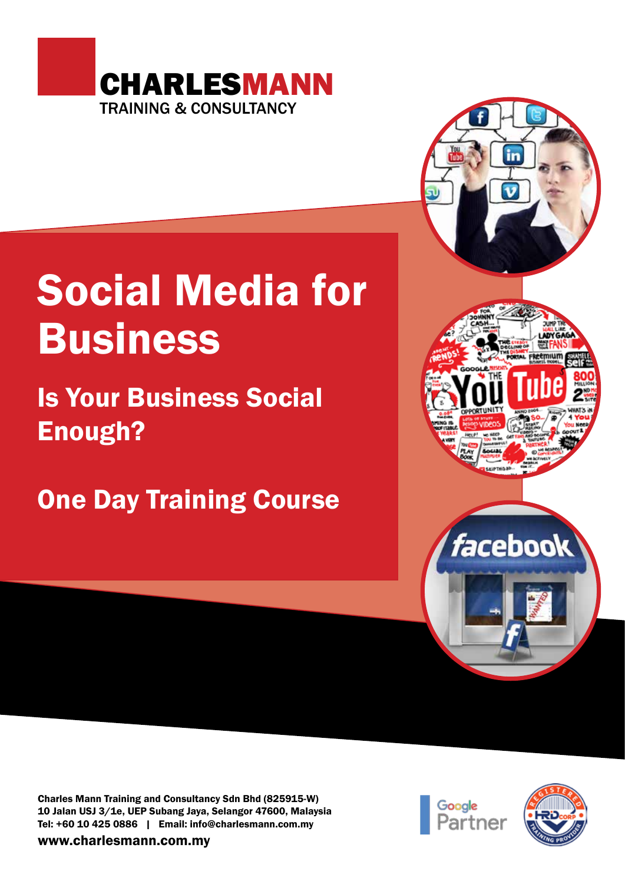**CHARLESMANN**
TRAINING & CONSULTANCY

# Social Media for Business

## Is Your Business Social Enough?

## One Day Training Course

Charles Mann Training and Consultancy Sdn Bhd (825915-W)
10 Jalan USJ 3/1e, UEP Subang Jaya, Selangor 47600, Malaysia
Tel: +60 10 425 0886 | Email: info@charlesmann.com.my

www.charlesmann.com.my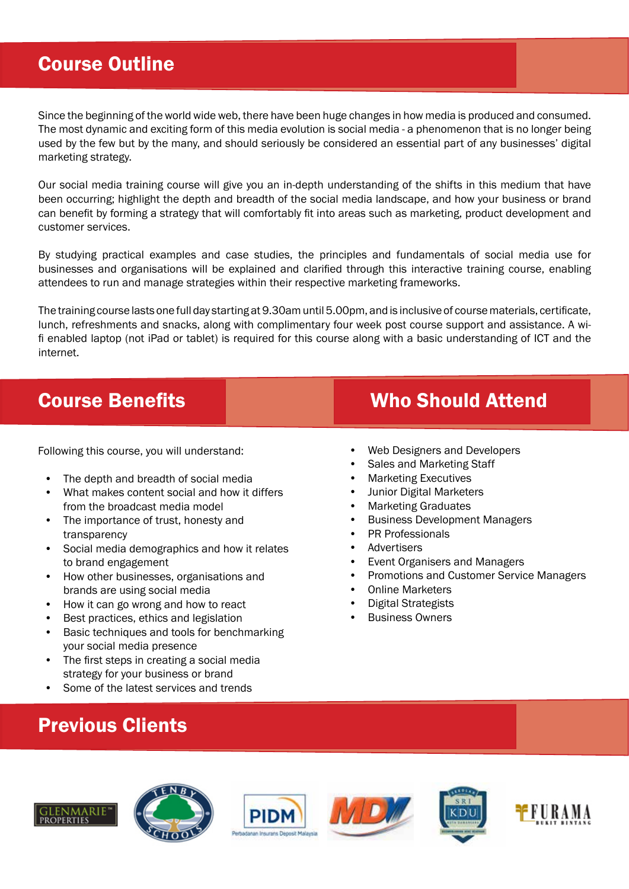## Course Outline

Since the beginning of the world wide web, there have been huge changes in how media is produced and consumed. The most dynamic and exciting form of this media evolution is social media - a phenomenon that is no longer being used by the few but by the many, and should seriously be considered an essential part of any businesses' digital marketing strategy.

Our social media training course will give you an in-depth understanding of the shifts in this medium that have been occurring; highlight the depth and breadth of the social media landscape, and how your business or brand can benefit by forming a strategy that will comfortably fit into areas such as marketing, product development and customer services.

By studying practical examples and case studies, the principles and fundamentals of social media use for businesses and organisations will be explained and clarified through this interactive training course, enabling attendees to run and manage strategies within their respective marketing frameworks.

The training course lasts one full day starting at 9.30am until 5.00pm, and is inclusive of course materials, certificate, lunch, refreshments and snacks, along with complimentary four week post course support and assistance. A wi-fi enabled laptop (not iPad or tablet) is required for this course along with a basic understanding of ICT and the internet.

## Course Benefits

Following this course, you will understand:

- The depth and breadth of social media
- What makes content social and how it differs from the broadcast media model
- The importance of trust, honesty and transparency
- Social media demographics and how it relates to brand engagement
- How other businesses, organisations and brands are using social media
- How it can go wrong and how to react
- Best practices, ethics and legislation
- Basic techniques and tools for benchmarking your social media presence
- The first steps in creating a social media strategy for your business or brand
- Some of the latest services and trends

## Who Should Attend

- Web Designers and Developers
- Sales and Marketing Staff
- Marketing Executives
- Junior Digital Marketers
- Marketing Graduates
- Business Development Managers
- PR Professionals
- Advertisers
- Event Organisers and Managers
- Promotions and Customer Service Managers
- Online Marketers
- Digital Strategists
- Business Owners

## Previous Clients

GLENMARIE PROPERTIES · TENBY SCHOOLS · PIDM Perbadanan Insurans Deposit Malaysia · MDV · SRI KDU · FURAMA BUKIT BINTANG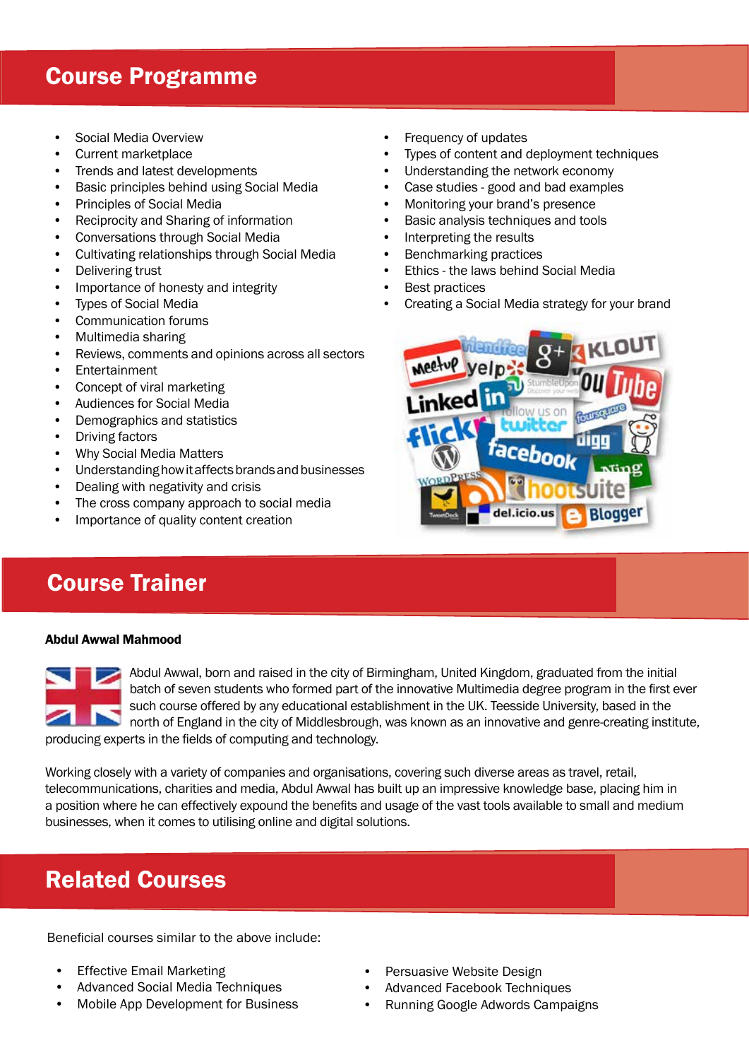## Course Programme

- Social Media Overview
- Current marketplace
- Trends and latest developments
- Basic principles behind using Social Media
- Principles of Social Media
- Reciprocity and Sharing of information
- Conversations through Social Media
- Cultivating relationships through Social Media
- Delivering trust
- Importance of honesty and integrity
- Types of Social Media
- Communication forums
- Multimedia sharing
- Reviews, comments and opinions across all sectors
- Entertainment
- Concept of viral marketing
- Audiences for Social Media
- Demographics and statistics
- Driving factors
- Why Social Media Matters
- Understanding how it affects brands and businesses
- Dealing with negativity and crisis
- The cross company approach to social media
- Importance of quality content creation
- Frequency of updates
- Types of content and deployment techniques
- Understanding the network economy
- Case studies - good and bad examples
- Monitoring your brand's presence
- Basic analysis techniques and tools
- Interpreting the results
- Benchmarking practices
- Ethics - the laws behind Social Media
- Best practices
- Creating a Social Media strategy for your brand

## Course Trainer

**Abdul Awwal Mahmood**

Abdul Awwal, born and raised in the city of Birmingham, United Kingdom, graduated from the initial batch of seven students who formed part of the innovative Multimedia degree program in the first ever such course offered by any educational establishment in the UK. Teesside University, based in the north of England in the city of Middlesbrough, was known as an innovative and genre-creating institute, producing experts in the fields of computing and technology.

Working closely with a variety of companies and organisations, covering such diverse areas as travel, retail, telecommunications, charities and media, Abdul Awwal has built up an impressive knowledge base, placing him in a position where he can effectively expound the benefits and usage of the vast tools available to small and medium businesses, when it comes to utilising online and digital solutions.

## Related Courses

Beneficial courses similar to the above include:

- Effective Email Marketing
- Advanced Social Media Techniques
- Mobile App Development for Business
- Persuasive Website Design
- Advanced Facebook Techniques
- Running Google Adwords Campaigns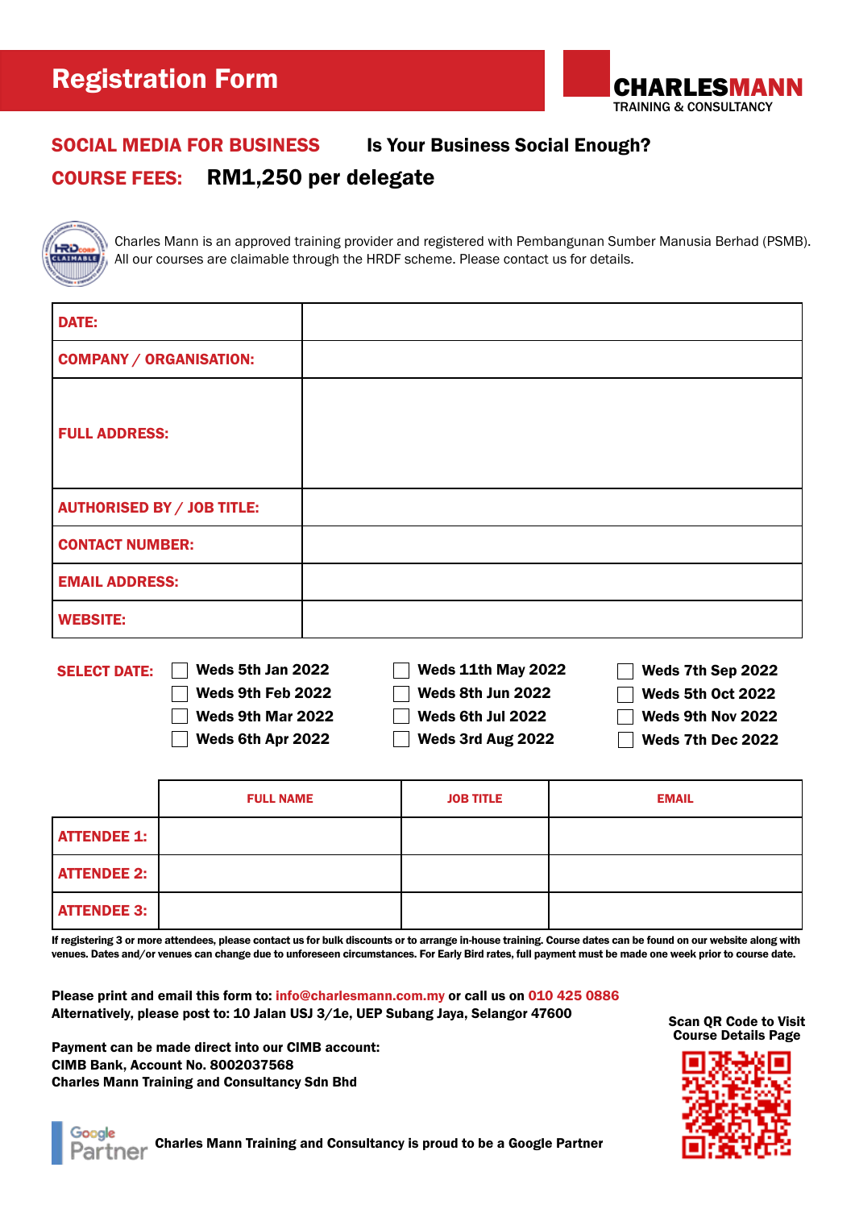# Registration Form

**CHARLESMANN**
TRAINING & CONSULTANCY

## SOCIAL MEDIA FOR BUSINESS — Is Your Business Social Enough?

**COURSE FEES: RM1,250 per delegate**

Charles Mann is an approved training provider and registered with Pembangunan Sumber Manusia Berhad (PSMB). All our courses are claimable through the HRDF scheme. Please contact us for details.

| | |
|---|---|
| **DATE:** | |
| **COMPANY / ORGANISATION:** | |
| **FULL ADDRESS:** | |
| **AUTHORISED BY / JOB TITLE:** | |
| **CONTACT NUMBER:** | |
| **EMAIL ADDRESS:** | |
| **WEBSITE:** | |

**SELECT DATE:**

- ☐ Weds 5th Jan 2022
- ☐ Weds 9th Feb 2022
- ☐ Weds 9th Mar 2022
- ☐ Weds 6th Apr 2022
- ☐ Weds 11th May 2022
- ☐ Weds 8th Jun 2022
- ☐ Weds 6th Jul 2022
- ☐ Weds 3rd Aug 2022
- ☐ Weds 7th Sep 2022
- ☐ Weds 5th Oct 2022
- ☐ Weds 9th Nov 2022
- ☐ Weds 7th Dec 2022

| | FULL NAME | JOB TITLE | EMAIL |
|---|---|---|---|
| **ATTENDEE 1:** | | | |
| **ATTENDEE 2:** | | | |
| **ATTENDEE 3:** | | | |

**If registering 3 or more attendees, please contact us for bulk discounts or to arrange in-house training. Course dates can be found on our website along with venues. Dates and/or venues can change due to unforeseen circumstances. For Early Bird rates, full payment must be made one week prior to course date.**

**Please print and email this form to: info@charlesmann.com.my or call us on 010 425 0886**
**Alternatively, please post to: 10 Jalan USJ 3/1e, UEP Subang Jaya, Selangor 47600**

**Payment can be made direct into our CIMB account:**
**CIMB Bank, Account No. 8002037568**
**Charles Mann Training and Consultancy Sdn Bhd**

**Scan QR Code to Visit Course Details Page**

Google Partner

**Charles Mann Training and Consultancy is proud to be a Google Partner**